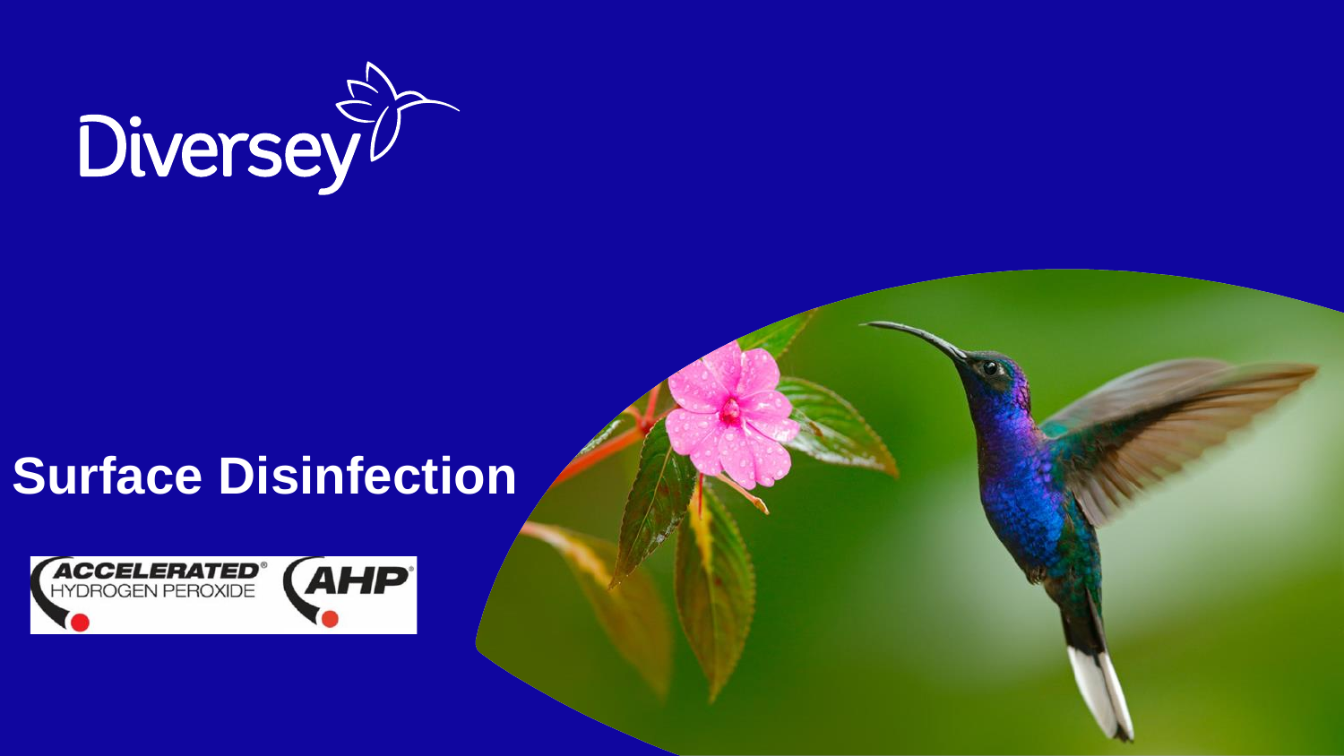Diversey

# Surface Disinfection

ACCELERATED® HYDROGEN PEROXIDE AHP®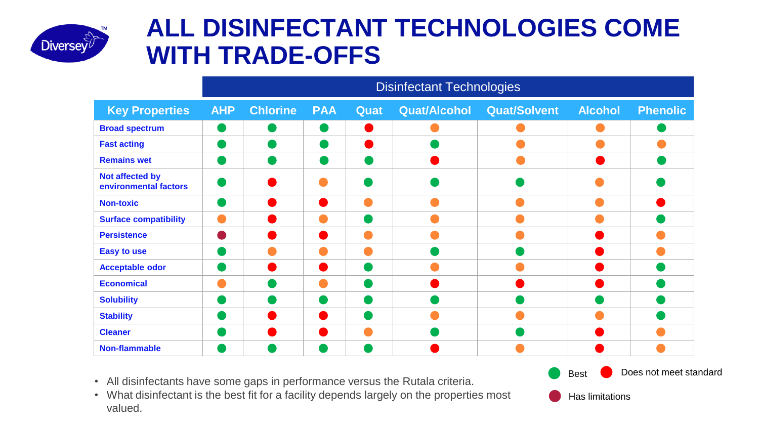# ALL DISINFECTANT TECHNOLOGIES COME WITH TRADE-OFFS

| Key Properties | AHP | Chlorine | PAA | Quat | Quat/Alcohol | Quat/Solvent | Alcohol | Phenolic |
|---|---|---|---|---|---|---|---|---|
| | Disinfectant Technologies | | | | | | | |
| **Broad spectrum** | 🟢 | 🟢 | 🟢 | 🔴 | 🟠 | 🟠 | 🟠 | 🟢 |
| **Fast acting** | 🟢 | 🟢 | 🟢 | 🔴 | 🟢 | 🟠 | 🟠 | 🟠 |
| **Remains wet** | 🟢 | 🟢 | 🟢 | 🟢 | 🔴 | 🟠 | 🔴 | 🟢 |
| **Not affected by environmental factors** | 🟢 | 🔴 | 🟠 | 🟢 | 🟢 | 🟢 | 🟠 | 🟢 |
| **Non-toxic** | 🟢 | 🔴 | 🔴 | 🟠 | 🟠 | 🟠 | 🟠 | 🔴 |
| **Surface compatibility** | 🟠 | 🔴 | 🟠 | 🟢 | 🟠 | 🟠 | 🟠 | 🟢 |
| **Persistence** | 🟣 | 🔴 | 🔴 | 🟠 | 🟠 | 🟠 | 🔴 | 🟠 |
| **Easy to use** | 🟢 | 🟠 | 🟠 | 🟠 | 🟢 | 🟢 | 🔴 | 🟠 |
| **Acceptable odor** | 🟢 | 🔴 | 🔴 | 🟢 | 🟠 | 🟠 | 🔴 | 🟢 |
| **Economical** | 🟠 | 🟢 | 🟠 | 🟢 | 🔴 | 🔴 | 🔴 | 🟢 |
| **Solubility** | 🟢 | 🟢 | 🟢 | 🟢 | 🟢 | 🟢 | 🟢 | 🟢 |
| **Stability** | 🟢 | 🔴 | 🔴 | 🟢 | 🟠 | 🟠 | 🟠 | 🟢 |
| **Cleaner** | 🟢 | 🔴 | 🔴 | 🟠 | 🟢 | 🟢 | 🔴 | 🟠 |
| **Non-flammable** | 🟢 | 🟢 | 🟢 | 🟢 | 🔴 | 🟠 | 🔴 | 🟠 |

- All disinfectants have some gaps in performance versus the Rutala criteria.
- What disinfectant is the best fit for a facility depends largely on the properties most valued.

🟢 Best &nbsp;&nbsp; 🔴 Does not meet standard

🟣 Has limitations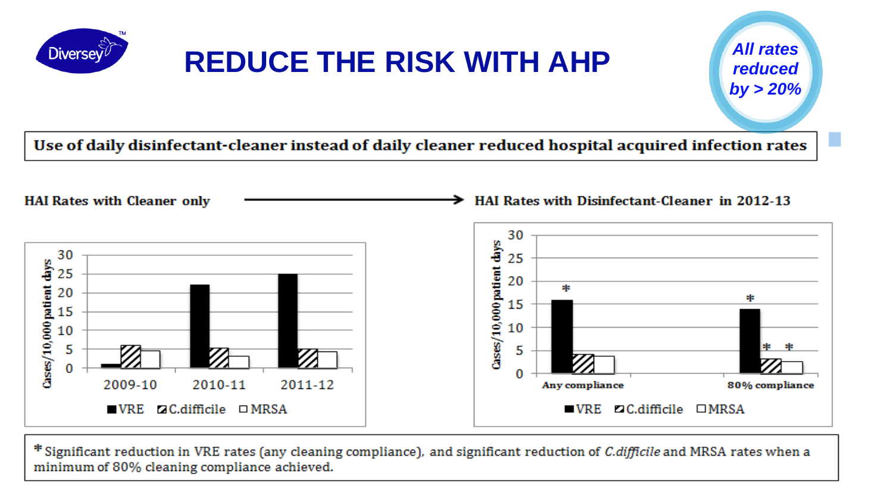# REDUCE THE RISK WITH AHP

*All rates reduced by > 20%*

**Use of daily disinfectant-cleaner instead of daily cleaner reduced hospital acquired infection rates**

**HAI Rates with Cleaner only** → **HAI Rates with Disinfectant-Cleaner in 2012-13**

Cases/10,000 patient days

| Period | VRE | C.difficile | MRSA |
|---|---|---|---|
| 2009-10 | 1 | 6 | 4.5 |
| 2010-11 | 22 | 5.2 | 3 |
| 2011-12 | 25 | 5 | 4.3 |

Cases/10,000 patient days

| Compliance | VRE | C.difficile | MRSA |
|---|---|---|---|
| Any compliance | 16* | 4 | 3.7 |
| 80% compliance | 14* | 3* | 2.5* |

\* Significant reduction in VRE rates (any cleaning compliance), and significant reduction of *C.difficile* and MRSA rates when a minimum of 80% cleaning compliance achieved.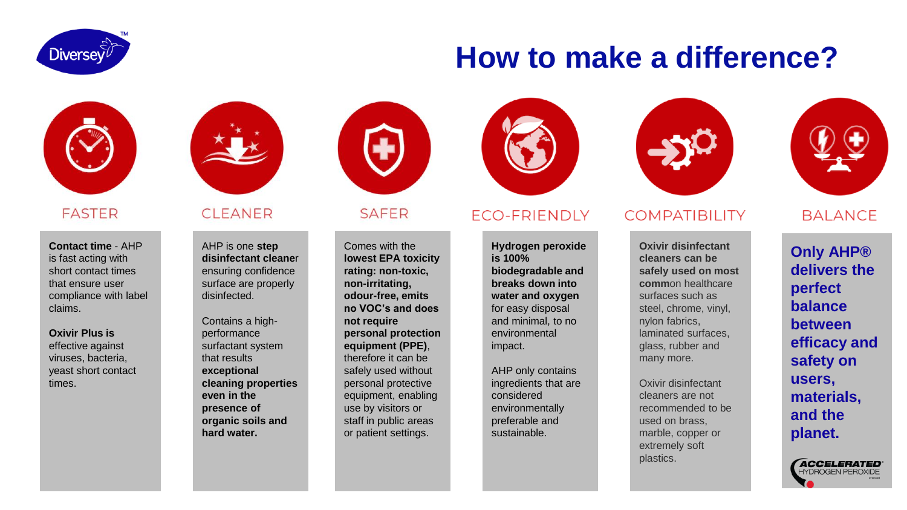# How to make a difference?

## FASTER

**Contact time** - AHP is fast acting with short contact times that ensure user compliance with label claims.

**Oxivir Plus is** effective against viruses, bacteria, yeast short contact times.

## CLEANER

AHP is one step **disinfectant cleaner** ensuring confidence surface are properly disinfected.

Contains a high-performance surfactant system that results **exceptional cleaning properties even in the presence of organic soils and hard water.**

## SAFER

Comes with the **lowest EPA toxicity rating: non-toxic, non-irritating, odour-free, emits no VOC's and does not require personal protection equipment (PPE)**, therefore it can be safely used without personal protective equipment, enabling use by visitors or staff in public areas or patient settings.

## ECO-FRIENDLY

**Hydrogen peroxide is 100% biodegradable and breaks down into water and oxygen** for easy disposal and minimal, to no environmental impact.

AHP only contains ingredients that are considered environmentally preferable and sustainable.

## COMPATIBILITY

**Oxivir disinfectant cleaners can be safely used on most common** healthcare surfaces such as steel, chrome, vinyl, nylon fabrics, laminated surfaces, glass, rubber and many more.

Oxivir disinfectant cleaners are not recommended to be used on brass, marble, copper or extremely soft plastics.

## BALANCE

**Only AHP® delivers the perfect balance between efficacy and safety on users, materials, and the planet.**

ACCELERATED HYDROGEN PEROXIDE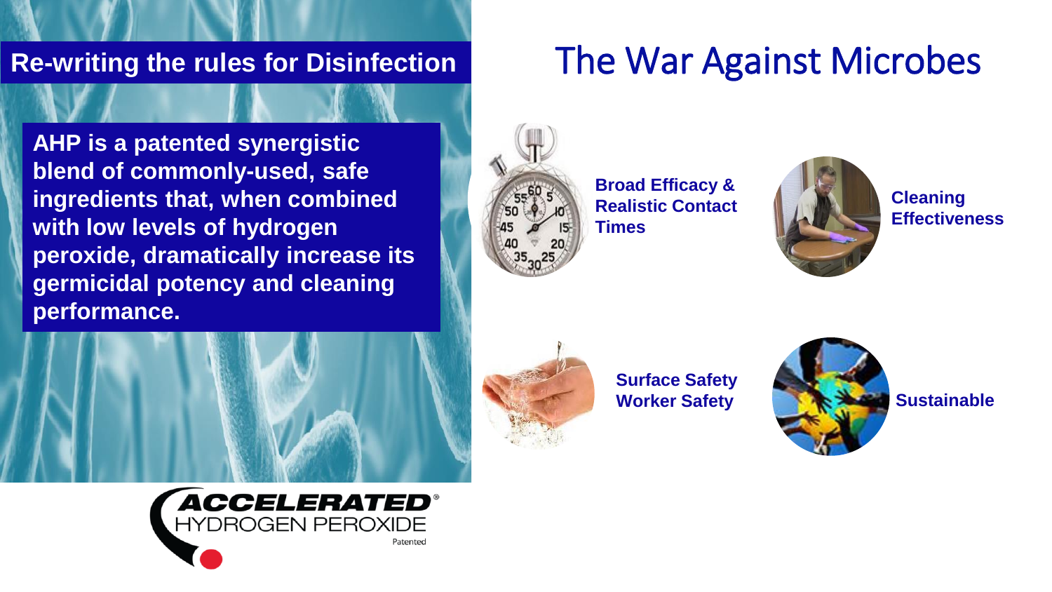# The War Against Microbes

## Re-writing the rules for Disinfection

**AHP is a patented synergistic blend of commonly-used, safe ingredients that, when combined with low levels of hydrogen peroxide, dramatically increase its germicidal potency and cleaning performance.**

**Broad Efficacy & Realistic Contact Times**

**Cleaning Effectiveness**

**Surface Safety**
**Worker Safety**

**Sustainable**

ACCELERATED® HYDROGEN PEROXIDE Patented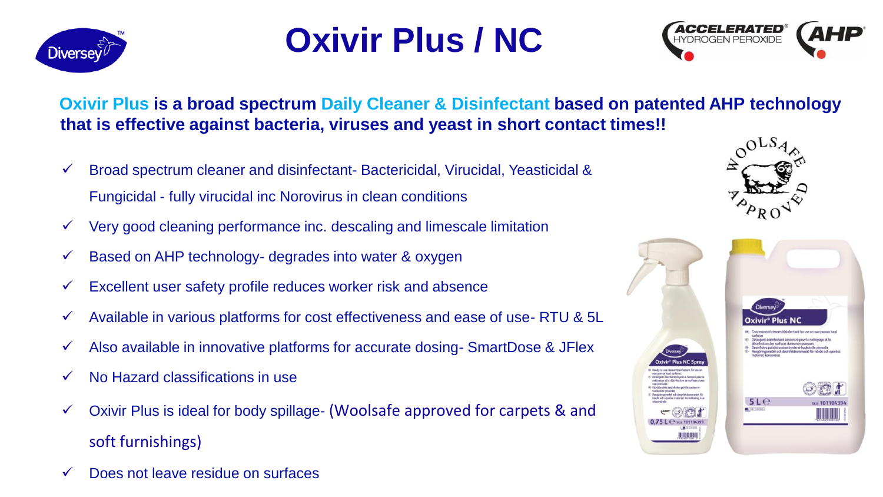# Oxivir Plus / NC

**Oxivir Plus is a broad spectrum Daily Cleaner & Disinfectant based on patented AHP technology that is effective against bacteria, viruses and yeast in short contact times!!**

- ✓ Broad spectrum cleaner and disinfectant- Bactericidal, Virucidal, Yeasticidal & Fungicidal - fully virucidal inc Norovirus in clean conditions
- ✓ Very good cleaning performance inc. descaling and limescale limitation
- ✓ Based on AHP technology- degrades into water & oxygen
- ✓ Excellent user safety profile reduces worker risk and absence
- ✓ Available in various platforms for cost effectiveness and ease of use- RTU & 5L
- ✓ Also available in innovative platforms for accurate dosing- SmartDose & JFlex
- ✓ No Hazard classifications in use
- ✓ Oxivir Plus is ideal for body spillage- (Woolsafe approved for carpets & and soft furnishings)
- ✓ Does not leave residue on surfaces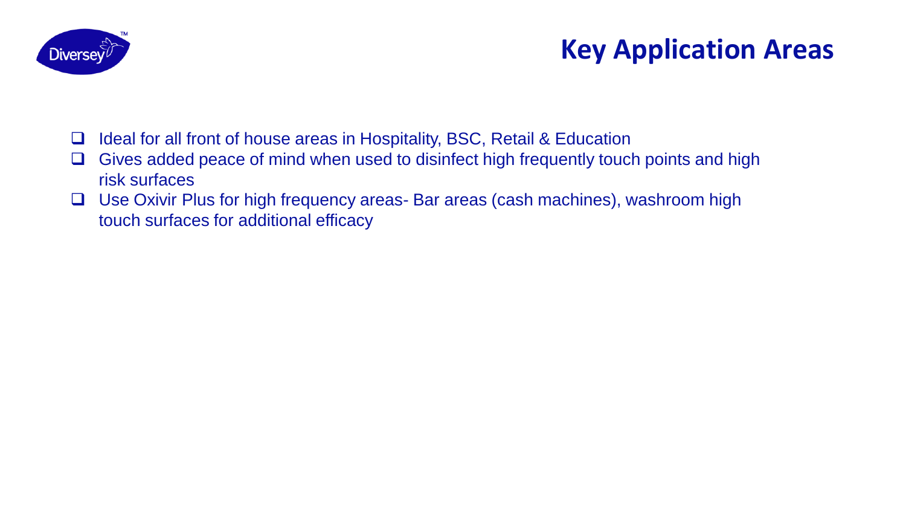# Key Application Areas

- Ideal for all front of house areas in Hospitality, BSC, Retail & Education
- Gives added peace of mind when used to disinfect high frequently touch points and high risk surfaces
- Use Oxivir Plus for high frequency areas- Bar areas (cash machines), washroom high touch surfaces for additional efficacy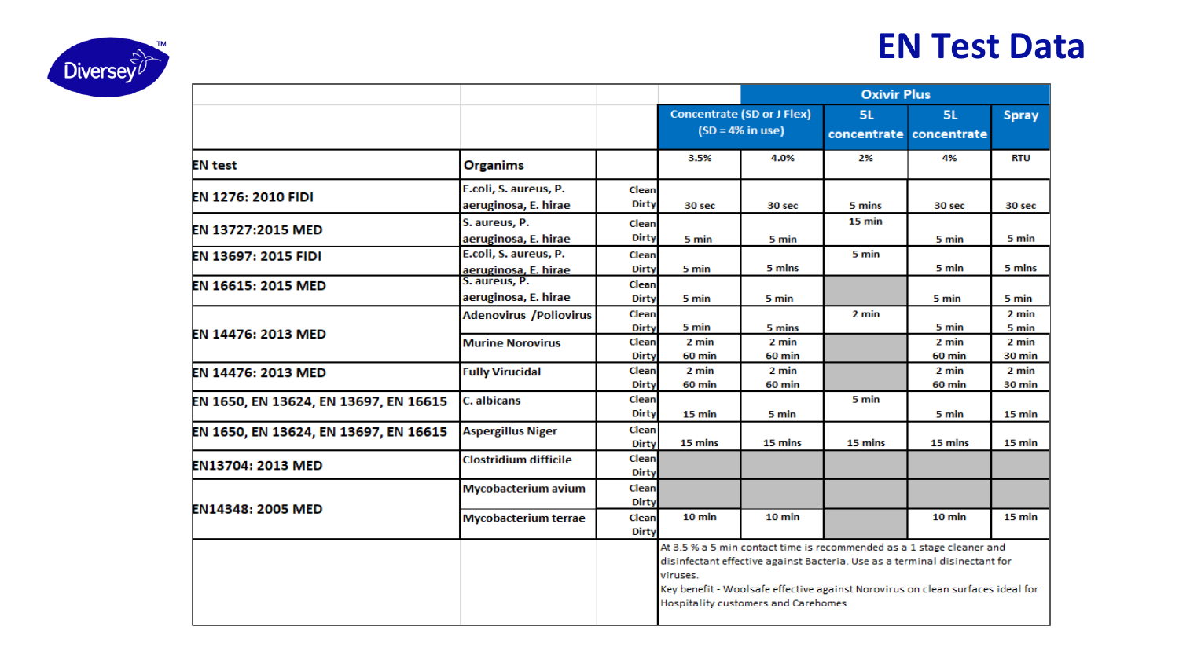# EN Test Data

| | | | Oxivir Plus | | | | |
|---|---|---|---|---|---|---|---|
| | | | Concentrate (SD or J Flex) (SD = 4% in use) | | 5L concentrate | 5L concentrate | Spray |
| **EN test** | **Organims** | | 3.5% | 4.0% | 2% | 4% | RTU |
| **EN 1276: 2010 FIDI** | E.coli, S. aureus, P. aeruginosa, E. hirae | Clean | | | | | |
| | | Dirty | 30 sec | 30 sec | 5 mins | 30 sec | 30 sec |
| **EN 13727:2015 MED** | S. aureus, P. aeruginosa, E. hirae | Clean | | | 15 min | | |
| | | Dirty | 5 min | 5 min | | 5 min | 5 min |
| **EN 13697: 2015 FIDI** | E.coli, S. aureus, P. aeruginosa, E. hirae | Clean | | | 5 min | | |
| | | Dirty | 5 min | 5 mins | | 5 min | 5 mins |
| **EN 16615: 2015 MED** | S. aureus, P. aeruginosa, E. hirae | Clean | | | | | |
| | | Dirty | 5 min | 5 min | | 5 min | 5 min |
| **EN 14476: 2013 MED** | Adenovirus /Poliovirus | Clean | | | 2 min | | 2 min |
| | | Dirty | 5 min | 5 mins | | 5 min | 5 min |
| | Murine Norovirus | Clean | 2 min | 2 min | | 2 min | 2 min |
| | | Dirty | 60 min | 60 min | | 60 min | 30 min |
| **EN 14476: 2013 MED** | Fully Virucidal | Clean | 2 min | 2 min | | 2 min | 2 min |
| | | Dirty | 60 min | 60 min | | 60 min | 30 min |
| **EN 1650, EN 13624, EN 13697, EN 16615** | C. albicans | Clean | | | 5 min | | |
| | | Dirty | 15 min | 5 min | | 5 min | 15 min |
| **EN 1650, EN 13624, EN 13697, EN 16615** | Aspergillus Niger | Clean | | | | | |
| | | Dirty | 15 mins | 15 mins | 15 mins | 15 min | 15 min |
| **EN13704: 2013 MED** | Clostridium difficile | Clean | | | | | |
| | | Dirty | | | | | |
| **EN14348: 2005 MED** | Mycobacterium avium | Clean | | | | | |
| | | Dirty | | | | | |
| | Mycobacterium terrae | Clean | 10 min | 10 min | | 10 min | 15 min |
| | | Dirty | | | | | |

At 3.5 % a 5 min contact time is recommended as a 1 stage cleaner and disinfectant effective against Bacteria. Use as a terminal disinfectant for viruses.
Key benefit - Woolsafe effective against Norovirus on clean surfaces ideal for Hospitality customers and Carehomes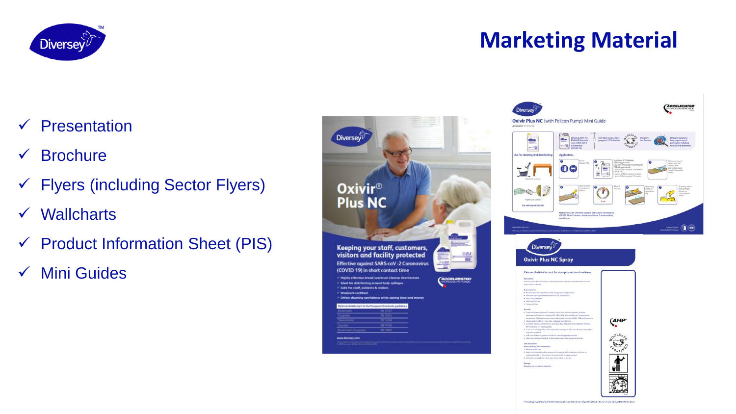# Marketing Material

- ✓ Presentation
- ✓ Brochure
- ✓ Flyers (including Sector Flyers)
- ✓ Wallcharts
- ✓ Product Information Sheet (PIS)
- ✓ Mini Guides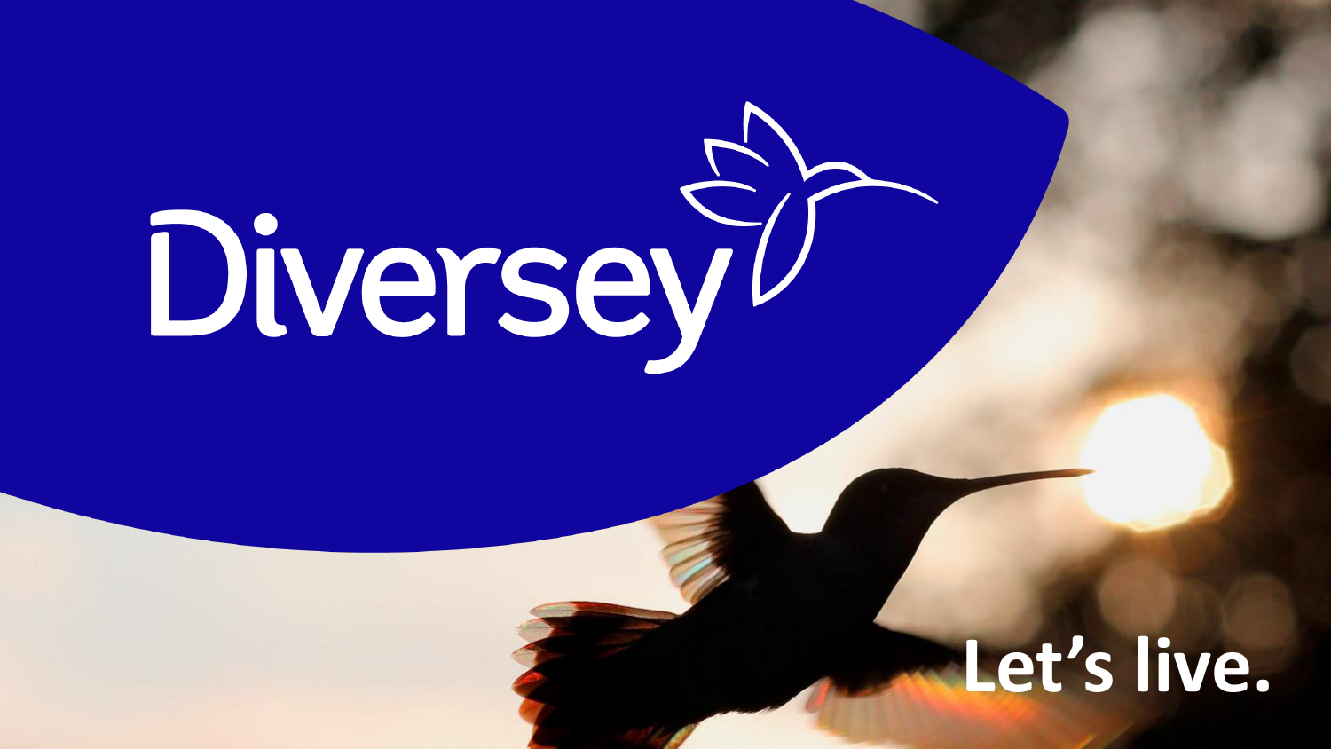Diversey

Let's live.